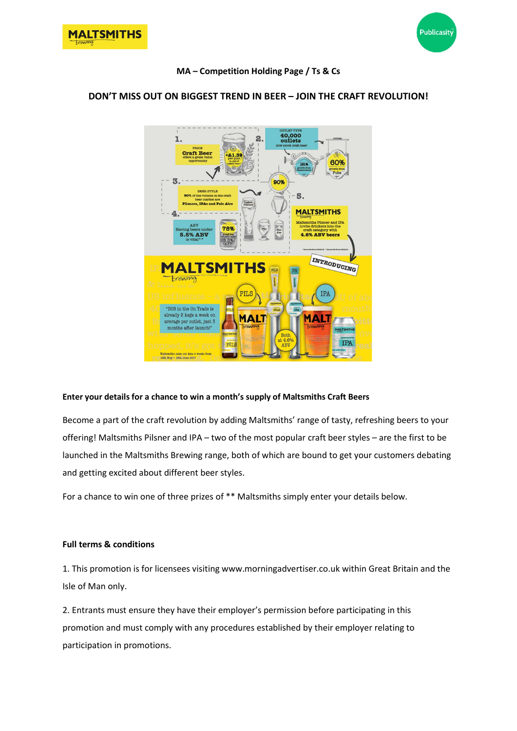**MA – Competition Holding Page / Ts & Cs**

**DON'T MISS OUT ON BIGGEST TREND IN BEER – JOIN THE CRAFT REVOLUTION!**

**Enter your details for a chance to win a month's supply of Maltsmiths Craft Beers**

Become a part of the craft revolution by adding Maltsmiths' range of tasty, refreshing beers to your offering! Maltsmiths Pilsner and IPA – two of the most popular craft beer styles – are the first to be launched in the Maltsmiths Brewing range, both of which are bound to get your customers debating and getting excited about different beer styles.

For a chance to win one of three prizes of ** Maltsmiths simply enter your details below.

**Full terms & conditions**

1. This promotion is for licensees visiting www.morningadvertiser.co.uk within Great Britain and the Isle of Man only.

2. Entrants must ensure they have their employer's permission before participating in this promotion and must comply with any procedures established by their employer relating to participation in promotions.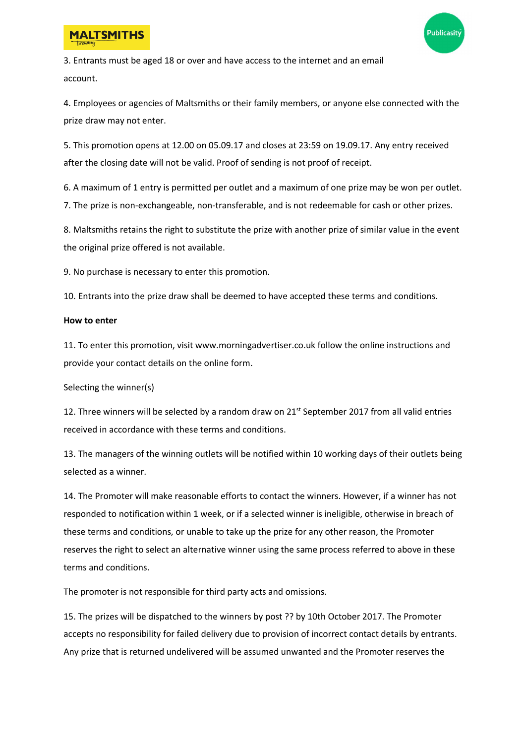3. Entrants must be aged 18 or over and have access to the internet and an email account.

4. Employees or agencies of Maltsmiths or their family members, or anyone else connected with the prize draw may not enter.

5. This promotion opens at 12.00 on 05.09.17 and closes at 23:59 on 19.09.17. Any entry received after the closing date will not be valid. Proof of sending is not proof of receipt.

6. A maximum of 1 entry is permitted per outlet and a maximum of one prize may be won per outlet.

7. The prize is non-exchangeable, non-transferable, and is not redeemable for cash or other prizes.

8. Maltsmiths retains the right to substitute the prize with another prize of similar value in the event the original prize offered is not available.

9. No purchase is necessary to enter this promotion.

10. Entrants into the prize draw shall be deemed to have accepted these terms and conditions.

**How to enter**

11. To enter this promotion, visit www.morningadvertiser.co.uk follow the online instructions and provide your contact details on the online form.

Selecting the winner(s)

12. Three winners will be selected by a random draw on 21st September 2017 from all valid entries received in accordance with these terms and conditions.

13. The managers of the winning outlets will be notified within 10 working days of their outlets being selected as a winner.

14. The Promoter will make reasonable efforts to contact the winners. However, if a winner has not responded to notification within 1 week, or if a selected winner is ineligible, otherwise in breach of these terms and conditions, or unable to take up the prize for any other reason, the Promoter reserves the right to select an alternative winner using the same process referred to above in these terms and conditions.

The promoter is not responsible for third party acts and omissions.

15. The prizes will be dispatched to the winners by post ?? by 10th October 2017. The Promoter accepts no responsibility for failed delivery due to provision of incorrect contact details by entrants. Any prize that is returned undelivered will be assumed unwanted and the Promoter reserves the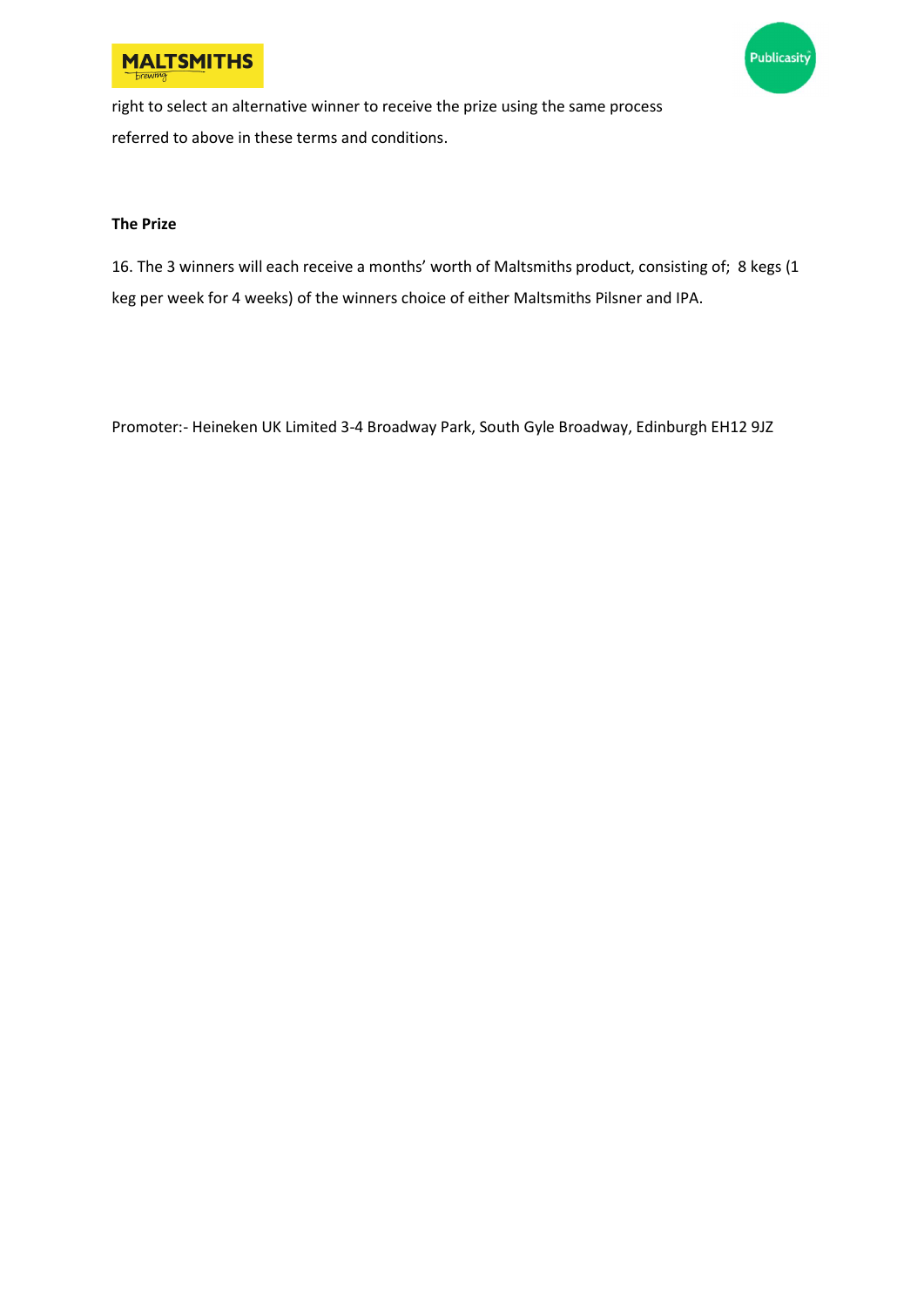right to select an alternative winner to receive the prize using the same process referred to above in these terms and conditions.

**The Prize**

16. The 3 winners will each receive a months' worth of Maltsmiths product, consisting of; 8 kegs (1 keg per week for 4 weeks) of the winners choice of either Maltsmiths Pilsner and IPA.

Promoter:- Heineken UK Limited 3-4 Broadway Park, South Gyle Broadway, Edinburgh EH12 9JZ